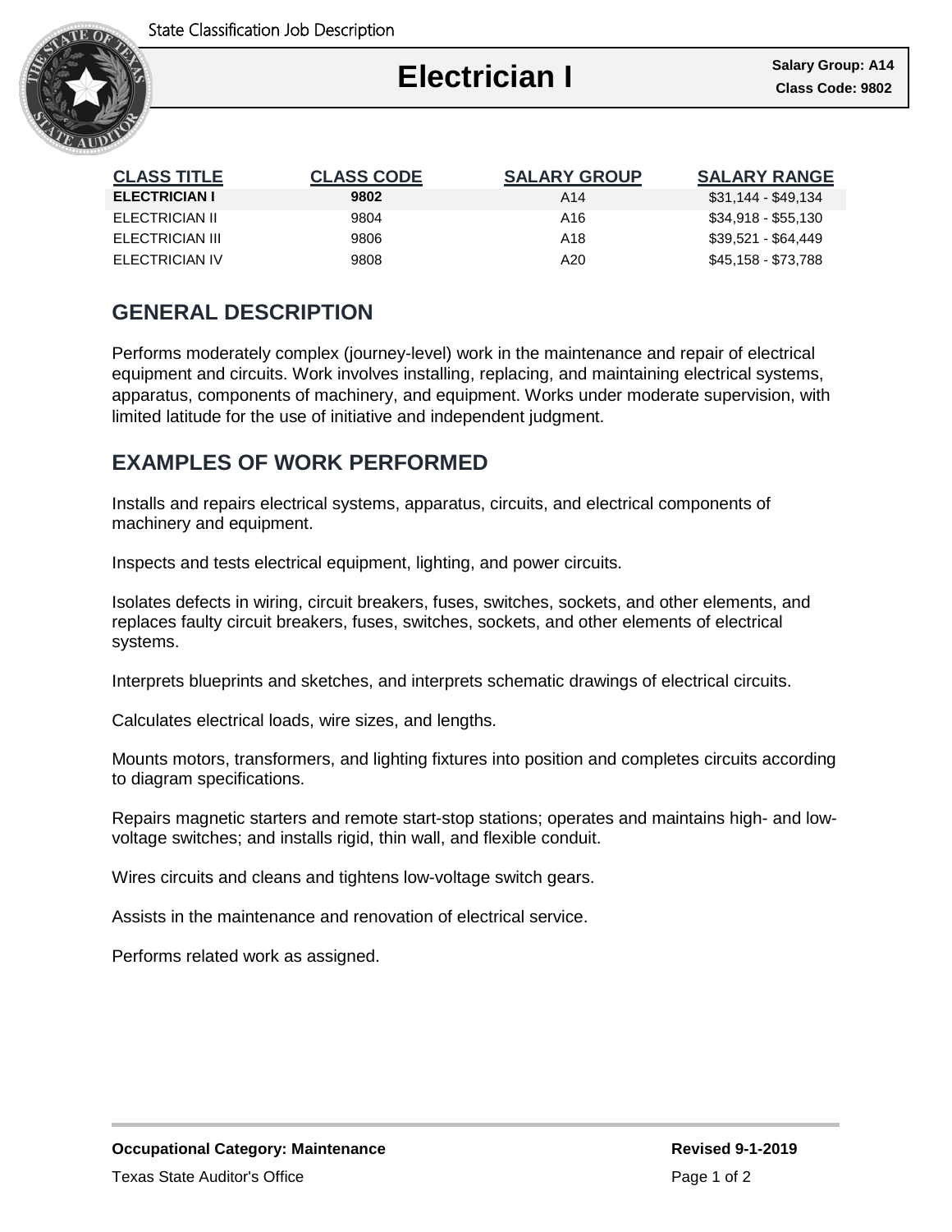# Electrician I

**Salary Group: A14**
**Class Code: 9802**

| CLASS TITLE | CLASS CODE | SALARY GROUP | SALARY RANGE |
| --- | --- | --- | --- |
| **ELECTRICIAN I** | **9802** | A14 | $31,144 - $49,134 |
| ELECTRICIAN II | 9804 | A16 | $34,918 - $55,130 |
| ELECTRICIAN III | 9806 | A18 | $39,521 - $64,449 |
| ELECTRICIAN IV | 9808 | A20 | $45,158 - $73,788 |

## GENERAL DESCRIPTION

Performs moderately complex (journey-level) work in the maintenance and repair of electrical equipment and circuits. Work involves installing, replacing, and maintaining electrical systems, apparatus, components of machinery, and equipment. Works under moderate supervision, with limited latitude for the use of initiative and independent judgment.

## EXAMPLES OF WORK PERFORMED

Installs and repairs electrical systems, apparatus, circuits, and electrical components of machinery and equipment.

Inspects and tests electrical equipment, lighting, and power circuits.

Isolates defects in wiring, circuit breakers, fuses, switches, sockets, and other elements, and replaces faulty circuit breakers, fuses, switches, sockets, and other elements of electrical systems.

Interprets blueprints and sketches, and interprets schematic drawings of electrical circuits.

Calculates electrical loads, wire sizes, and lengths.

Mounts motors, transformers, and lighting fixtures into position and completes circuits according to diagram specifications.

Repairs magnetic starters and remote start-stop stations; operates and maintains high- and low-voltage switches; and installs rigid, thin wall, and flexible conduit.

Wires circuits and cleans and tightens low-voltage switch gears.

Assists in the maintenance and renovation of electrical service.

Performs related work as assigned.

**Occupational Category: Maintenance**

**Revised 9-1-2019**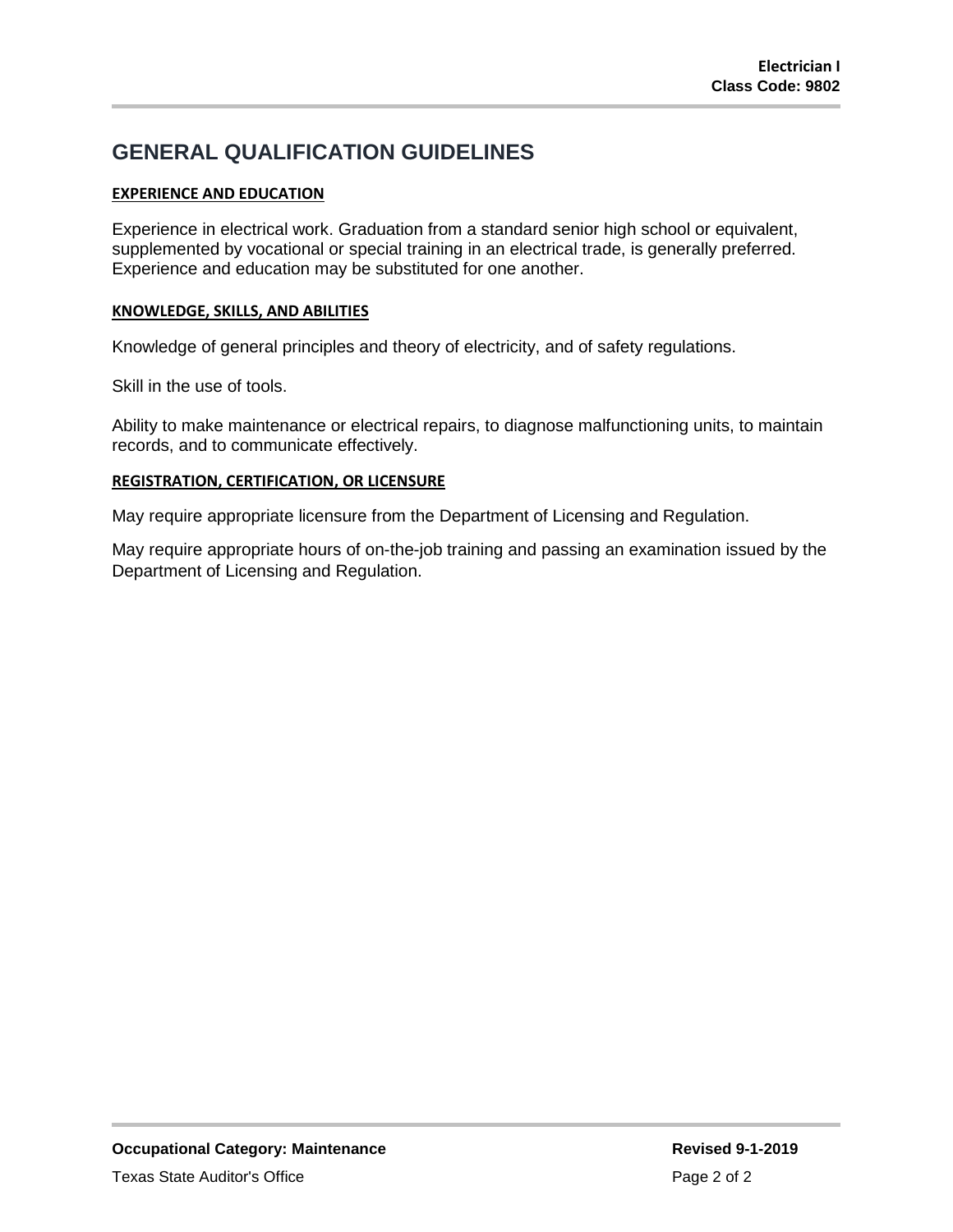## GENERAL QUALIFICATION GUIDELINES

### EXPERIENCE AND EDUCATION

Experience in electrical work. Graduation from a standard senior high school or equivalent, supplemented by vocational or special training in an electrical trade, is generally preferred. Experience and education may be substituted for one another.

### KNOWLEDGE, SKILLS, AND ABILITIES

Knowledge of general principles and theory of electricity, and of safety regulations.

Skill in the use of tools.

Ability to make maintenance or electrical repairs, to diagnose malfunctioning units, to maintain records, and to communicate effectively.

### REGISTRATION, CERTIFICATION, OR LICENSURE

May require appropriate licensure from the Department of Licensing and Regulation.

May require appropriate hours of on-the-job training and passing an examination issued by the Department of Licensing and Regulation.